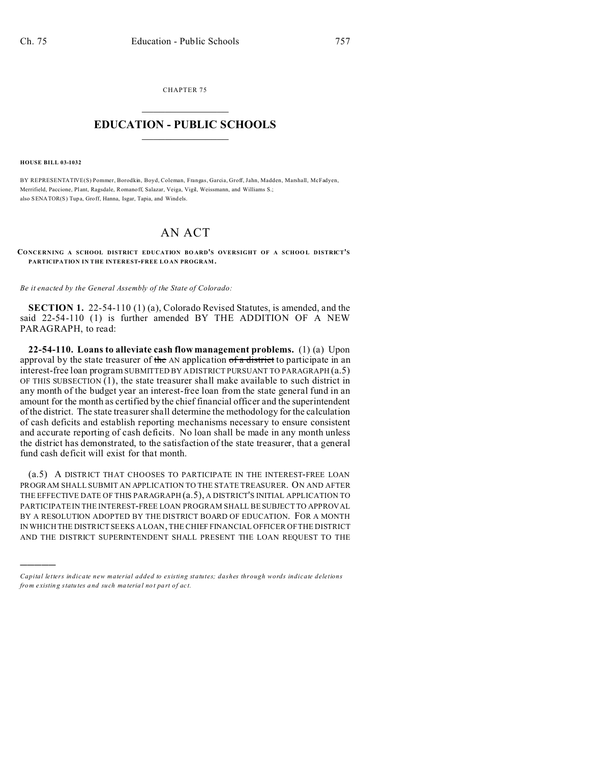CHAPTER 75

# EDUCATION - PUBLIC SCHOOLS

**HOUSE BILL 03-1032**

BY REPRESENTATIVE(S) Pommer, Borodkin, Boyd, Coleman, Frangas, Garcia, Groff, Jahn, Madden, Marshall, McFadyen, Merrifield, Paccione, Plant, Ragsdale, Romanoff, Salazar, Veiga, Vigil, Weissmann, and Williams S.;
also SENATOR(S) Tupa, Groff, Hanna, Isgar, Tapia, and Windels.

# AN ACT

**CONCERNING A SCHOOL DISTRICT EDUCATION BOARD'S OVERSIGHT OF A SCHOOL DISTRICT'S PARTICIPATION IN THE INTEREST-FREE LOAN PROGRAM.**

*Be it enacted by the General Assembly of the State of Colorado:*

**SECTION 1.** 22-54-110 (1) (a), Colorado Revised Statutes, is amended, and the said 22-54-110 (1) is further amended BY THE ADDITION OF A NEW PARAGRAPH, to read:

**22-54-110. Loans to alleviate cash flow management problems.** (1) (a) Upon approval by the state treasurer of ~~the~~ AN application ~~of a district~~ to participate in an interest-free loan program SUBMITTED BY A DISTRICT PURSUANT TO PARAGRAPH (a.5) OF THIS SUBSECTION (1), the state treasurer shall make available to such district in any month of the budget year an interest-free loan from the state general fund in an amount for the month as certified by the chief financial officer and the superintendent of the district. The state treasurer shall determine the methodology for the calculation of cash deficits and establish reporting mechanisms necessary to ensure consistent and accurate reporting of cash deficits. No loan shall be made in any month unless the district has demonstrated, to the satisfaction of the state treasurer, that a general fund cash deficit will exist for that month.

(a.5) A DISTRICT THAT CHOOSES TO PARTICIPATE IN THE INTEREST-FREE LOAN PROGRAM SHALL SUBMIT AN APPLICATION TO THE STATE TREASURER. ON AND AFTER THE EFFECTIVE DATE OF THIS PARAGRAPH (a.5), A DISTRICT'S INITIAL APPLICATION TO PARTICIPATE IN THE INTEREST-FREE LOAN PROGRAM SHALL BE SUBJECT TO APPROVAL BY A RESOLUTION ADOPTED BY THE DISTRICT BOARD OF EDUCATION. FOR A MONTH IN WHICH THE DISTRICT SEEKS A LOAN, THE CHIEF FINANCIAL OFFICER OF THE DISTRICT AND THE DISTRICT SUPERINTENDENT SHALL PRESENT THE LOAN REQUEST TO THE

*Capital letters indicate new material added to existing statutes; dashes through words indicate deletions from existing statutes and such material not part of act.*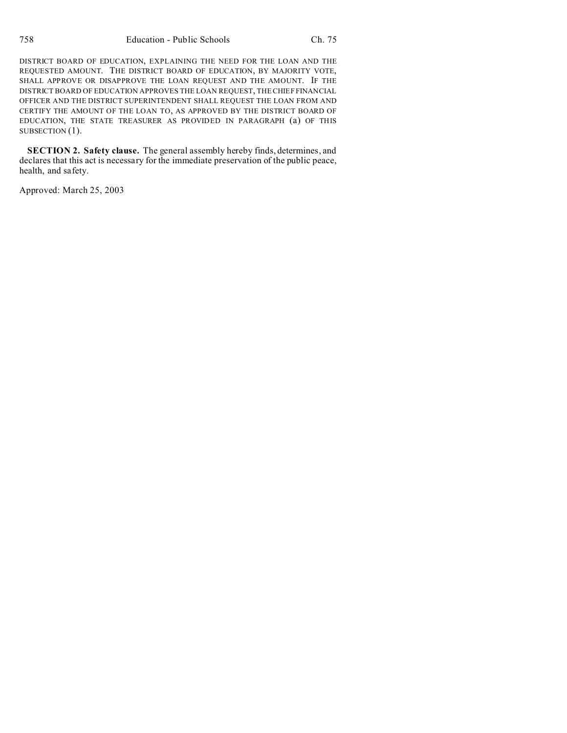DISTRICT BOARD OF EDUCATION, EXPLAINING THE NEED FOR THE LOAN AND THE REQUESTED AMOUNT. THE DISTRICT BOARD OF EDUCATION, BY MAJORITY VOTE, SHALL APPROVE OR DISAPPROVE THE LOAN REQUEST AND THE AMOUNT. IF THE DISTRICT BOARD OF EDUCATION APPROVES THE LOAN REQUEST, THE CHIEF FINANCIAL OFFICER AND THE DISTRICT SUPERINTENDENT SHALL REQUEST THE LOAN FROM AND CERTIFY THE AMOUNT OF THE LOAN TO, AS APPROVED BY THE DISTRICT BOARD OF EDUCATION, THE STATE TREASURER AS PROVIDED IN PARAGRAPH (a) OF THIS SUBSECTION (1).

**SECTION 2. Safety clause.** The general assembly hereby finds, determines, and declares that this act is necessary for the immediate preservation of the public peace, health, and safety.

Approved: March 25, 2003